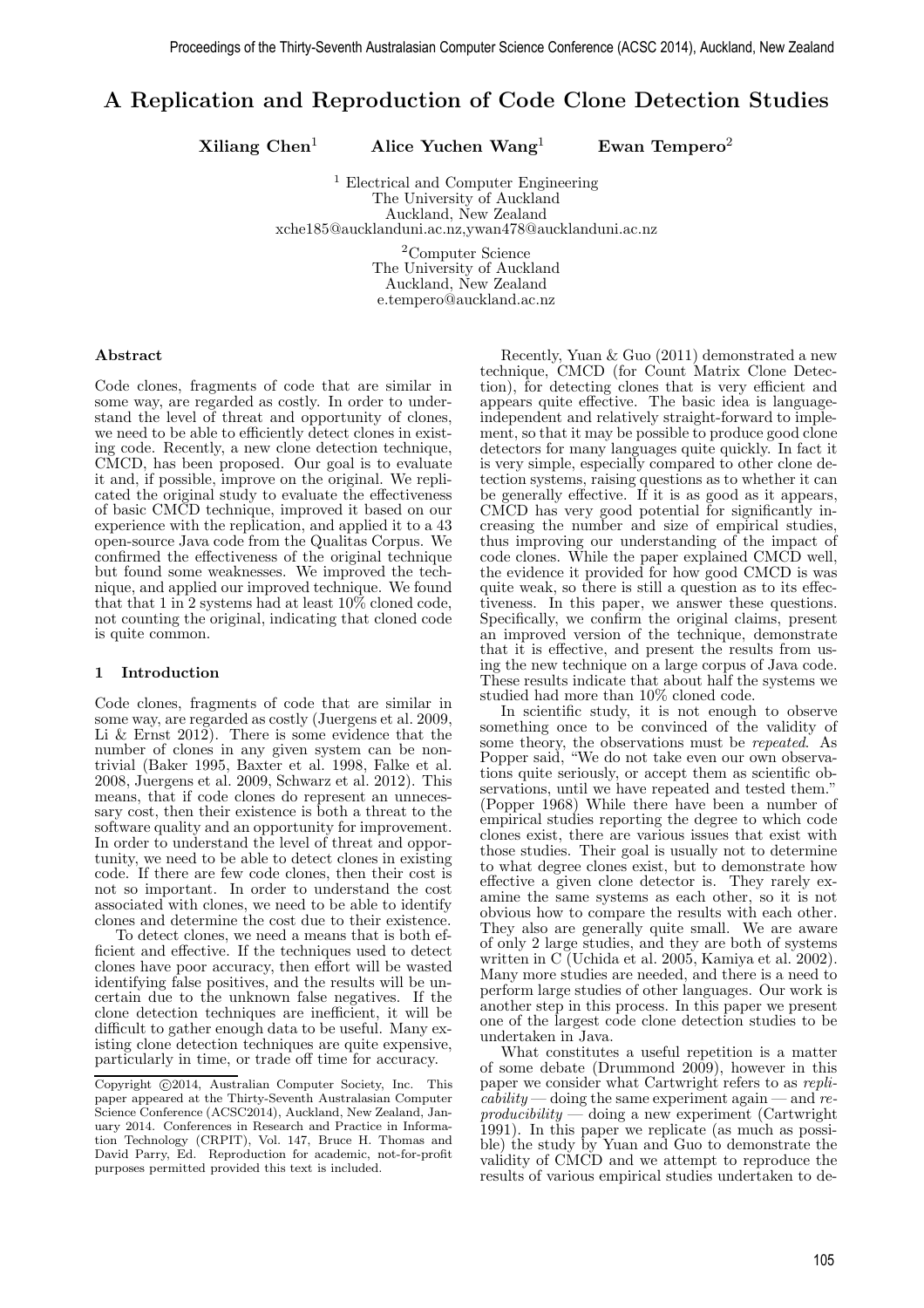# A Replication and Reproduction of Code Clone Detection Studies

**Xiliang Chen**[1] **Alice Yuchen Wang**[1] **Ewan Tempero**[2]

[1] Electrical and Computer Engineering
The University of Auckland
Auckland, New Zealand
xche185@aucklanduni.ac.nz,ywan478@aucklanduni.ac.nz

[2]Computer Science
The University of Auckland
Auckland, New Zealand
e.tempero@auckland.ac.nz

#### Abstract

Code clones, fragments of code that are similar in some way, are regarded as costly. In order to understand the level of threat and opportunity of clones, we need to be able to efficiently detect clones in existing code. Recently, a new clone detection technique, CMCD, has been proposed. Our goal is to evaluate it and, if possible, improve on the original. We replicated the original study to evaluate the effectiveness of basic CMCD technique, improved it based on our experience with the replication, and applied it to a 43 open-source Java code from the Qualitas Corpus. We confirmed the effectiveness of the original technique but found some weaknesses. We improved the technique, and applied our improved technique. We found that that 1 in 2 systems had at least 10% cloned code, not counting the original, indicating that cloned code is quite common.

## 1 Introduction

Code clones, fragments of code that are similar in some way, are regarded as costly (Juergens et al. 2009, Li & Ernst 2012). There is some evidence that the number of clones in any given system can be non-trivial (Baker 1995, Baxter et al. 1998, Falke et al. 2008, Juergens et al. 2009, Schwarz et al. 2012). This means, that if code clones do represent an unnecessary cost, then their existence is both a threat to the software quality and an opportunity for improvement. In order to understand the level of threat and opportunity, we need to be able to detect clones in existing code. If there are few code clones, then their cost is not so important. In order to understand the cost associated with clones, we need to be able to identify clones and determine the cost due to their existence.

To detect clones, we need a means that is both efficient and effective. If the techniques used to detect clones have poor accuracy, then effort will be wasted identifying false positives, and the results will be uncertain due to the unknown false negatives. If the clone detection techniques are inefficient, it will be difficult to gather enough data to be useful. Many existing clone detection techniques are quite expensive, particularly in time, or trade off time for accuracy.

Recently, Yuan & Guo (2011) demonstrated a new technique, CMCD (for Count Matrix Clone Detection), for detecting clones that is very efficient and appears quite effective. The basic idea is language-independent and relatively straight-forward to implement, so that it may be possible to produce good clone detectors for many languages quite quickly. In fact it is very simple, especially compared to other clone detection systems, raising questions as to whether it can be generally effective. If it is as good as it appears, CMCD has very good potential for significantly increasing the number and size of empirical studies, thus improving our understanding of the impact of code clones. While the paper explained CMCD well, the evidence it provided for how good CMCD is was quite weak, so there is still a question as to its effectiveness. In this paper, we answer these questions. Specifically, we confirm the original claims, present an improved version of the technique, demonstrate that it is effective, and present the results from using the new technique on a large corpus of Java code. These results indicate that about half the systems we studied had more than 10% cloned code.

In scientific study, it is not enough to observe something once to be convinced of the validity of some theory, the observations must be *repeated*. As Popper said, "We do not take even our own observations quite seriously, or accept them as scientific observations, until we have repeated and tested them." (Popper 1968) While there have been a number of empirical studies reporting the degree to which code clones exist, there are various issues that exist with those studies. Their goal is usually not to determine to what degree clones exist, but to demonstrate how effective a given clone detector is. They rarely examine the same systems as each other, so it is not obvious how to compare the results with each other. They also are generally quite small. We are aware of only 2 large studies, and they are both of systems written in C (Uchida et al. 2005, Kamiya et al. 2002). Many more studies are needed, and there is a need to perform large studies of other languages. Our work is another step in this process. In this paper we present one of the largest code clone detection studies to be undertaken in Java.

What constitutes a useful repetition is a matter of some debate (Drummond 2009), however in this paper we consider what Cartwright refers to as *replicability* — doing the same experiment again — and *reproducibility* — doing a new experiment (Cartwright 1991). In this paper we replicate (as much as possible) the study by Yuan and Guo to demonstrate the validity of CMCD and we attempt to reproduce the results of various empirical studies undertaken to de-

Copyright ©2014, Australian Computer Society, Inc. This paper appeared at the Thirty-Seventh Australasian Computer Science Conference (ACSC2014), Auckland, New Zealand, January 2014. Conferences in Research and Practice in Information Technology (CRPIT), Vol. 147, Bruce H. Thomas and David Parry, Ed. Reproduction for academic, not-for-profit purposes permitted provided this text is included.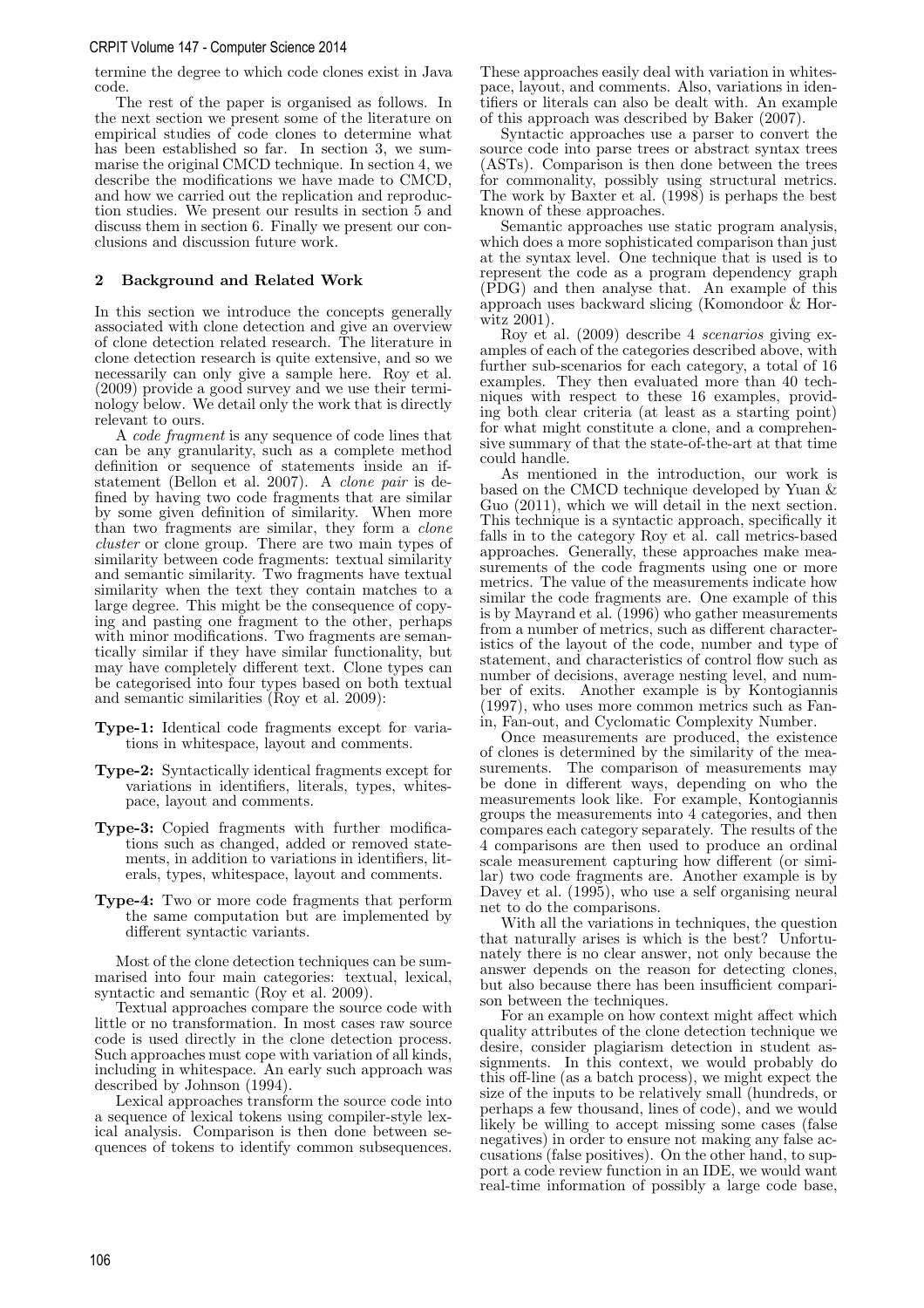termine the degree to which code clones exist in Java code.

The rest of the paper is organised as follows. In the next section we present some of the literature on empirical studies of code clones to determine what has been established so far. In section 3, we summarise the original CMCD technique. In section 4, we describe the modifications we have made to CMCD, and how we carried out the replication and reproduction studies. We present our results in section 5 and discuss them in section 6. Finally we present our conclusions and discussion future work.

## 2 Background and Related Work

In this section we introduce the concepts generally associated with clone detection and give an overview of clone detection related research. The literature in clone detection research is quite extensive, and so we necessarily can only give a sample here. Roy et al. (2009) provide a good survey and we use their terminology below. We detail only the work that is directly relevant to ours.

A *code fragment* is any sequence of code lines that can be any granularity, such as a complete method definition or sequence of statements inside an if-statement (Bellon et al. 2007). A *clone pair* is defined by having two code fragments that are similar by some given definition of similarity. When more than two fragments are similar, they form a *clone cluster* or clone group. There are two main types of similarity between code fragments: textual similarity and semantic similarity. Two fragments have textual similarity when the text they contain matches to a large degree. This might be the consequence of copying and pasting one fragment to the other, perhaps with minor modifications. Two fragments are semantically similar if they have similar functionality, but may have completely different text. Clone types can be categorised into four types based on both textual and semantic similarities (Roy et al. 2009):

**Type-1:** Identical code fragments except for variations in whitespace, layout and comments.

**Type-2:** Syntactically identical fragments except for variations in identifiers, literals, types, whitespace, layout and comments.

**Type-3:** Copied fragments with further modifications such as changed, added or removed statements, in addition to variations in identifiers, literals, types, whitespace, layout and comments.

**Type-4:** Two or more code fragments that perform the same computation but are implemented by different syntactic variants.

Most of the clone detection techniques can be summarised into four main categories: textual, lexical, syntactic and semantic (Roy et al. 2009).

Textual approaches compare the source code with little or no transformation. In most cases raw source code is used directly in the clone detection process. Such approaches must cope with variation of all kinds, including in whitespace. An early such approach was described by Johnson (1994).

Lexical approaches transform the source code into a sequence of lexical tokens using compiler-style lexical analysis. Comparison is then done between sequences of tokens to identify common subsequences. These approaches easily deal with variation in whitespace, layout, and comments. Also, variations in identifiers or literals can also be dealt with. An example of this approach was described by Baker (2007).

Syntactic approaches use a parser to convert the source code into parse trees or abstract syntax trees (ASTs). Comparison is then done between the trees for commonality, possibly using structural metrics. The work by Baxter et al. (1998) is perhaps the best known of these approaches.

Semantic approaches use static program analysis, which does a more sophisticated comparison than just at the syntax level. One technique that is used is to represent the code as a program dependency graph (PDG) and then analyse that. An example of this approach uses backward slicing (Komondoor & Horwitz 2001).

Roy et al. (2009) describe 4 *scenarios* giving examples of each of the categories described above, with further sub-scenarios for each category, a total of 16 examples. They then evaluated more than 40 techniques with respect to these 16 examples, providing both clear criteria (at least as a starting point) for what might constitute a clone, and a comprehensive summary of that the state-of-the-art at that time could handle.

As mentioned in the introduction, our work is based on the CMCD technique developed by Yuan & Guo (2011), which we will detail in the next section. This technique is a syntactic approach, specifically it falls in to the category Roy et al. call metrics-based approaches. Generally, these approaches make measurements of the code fragments using one or more metrics. The value of the measurements indicate how similar the code fragments are. One example of this is by Mayrand et al. (1996) who gather measurements from a number of metrics, such as different characteristics of the layout of the code, number and type of statement, and characteristics of control flow such as number of decisions, average nesting level, and number of exits. Another example is by Kontogiannis (1997), who uses more common metrics such as Fan-in, Fan-out, and Cyclomatic Complexity Number.

Once measurements are produced, the existence of clones is determined by the similarity of the measurements. The comparison of measurements may be done in different ways, depending on the who the measurements look like. For example, Kontogiannis groups the measurements into 4 categories, and then compares each category separately. The results of the 4 comparisons are then used to produce an ordinal scale measurement capturing how different (or similar) two code fragments are. Another example is by Davey et al. (1995), who use a self organising neural net to do the comparisons.

With all the variations in techniques, the question that naturally arises is which is the best? Unfortunately there is no clear answer, not only because the answer depends on the reason for detecting clones, but also because there has been insufficient comparison between the techniques.

For an example on how context might affect which quality attributes of the clone detection technique we desire, consider plagiarism detection in student assignments. In this context, we would probably do this off-line (as a batch process), we might expect the size of the inputs to be relatively small (hundreds, or perhaps a few thousand, lines of code), and we would likely be willing to accept missing some cases (false negatives) in order to ensure not making any false accusations (false positives). On the other hand, to support a code review function in an IDE, we would want real-time information of possibly a large code base,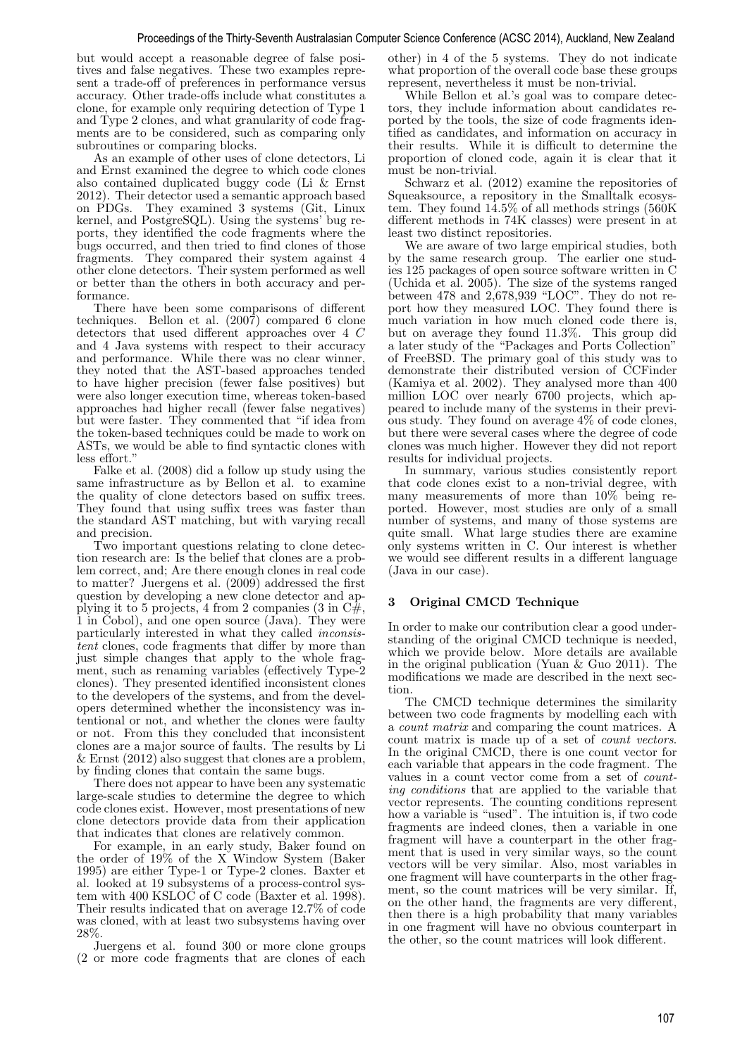but would accept a reasonable degree of false positives and false negatives. These two examples represent a trade-off of preferences in performance versus accuracy. Other trade-offs include what constitutes a clone, for example only requiring detection of Type 1 and Type 2 clones, and what granularity of code fragments are to be considered, such as comparing only subroutines or comparing blocks.

As an example of other uses of clone detectors, Li and Ernst examined the degree to which code clones also contained duplicated buggy code (Li & Ernst 2012). Their detector used a semantic approach based on PDGs. They examined 3 systems (Git, Linux kernel, and PostgreSQL). Using the systems' bug reports, they identified the code fragments where the bugs occurred, and then tried to find clones of those fragments. They compared their system against 4 other clone detectors. Their system performed as well or better than the others in both accuracy and performance.

There have been some comparisons of different techniques. Bellon et al. (2007) compared 6 clone detectors that used different approaches over 4 *C* and 4 Java systems with respect to their accuracy and performance. While there was no clear winner, they noted that the AST-based approaches tended to have higher precision (fewer false positives) but were also longer execution time, whereas token-based approaches had higher recall (fewer false negatives) but were faster. They commented that "if idea from the token-based techniques could be made to work on ASTs, we would be able to find syntactic clones with less effort."

Falke et al. (2008) did a follow up study using the same infrastructure as by Bellon et al. to examine the quality of clone detectors based on suffix trees. They found that using suffix trees was faster than the standard AST matching, but with varying recall and precision.

Two important questions relating to clone detection research are: Is the belief that clones are a problem correct, and; Are there enough clones in real code to matter? Juergens et al. (2009) addressed the first question by developing a new clone detector and applying it to 5 projects, 4 from 2 companies (3 in C#, 1 in Cobol), and one open source (Java). They were particularly interested in what they called *inconsistent* clones, code fragments that differ by more than just simple changes that apply to the whole fragment, such as renaming variables (effectively Type-2 clones). They presented identified inconsistent clones to the developers of the systems, and from the developers determined whether the inconsistency was intentional or not, and whether the clones were faulty or not. From this they concluded that inconsistent clones are a major source of faults. The results by Li & Ernst (2012) also suggest that clones are a problem, by finding clones that contain the same bugs.

There does not appear to have been any systematic large-scale studies to determine the degree to which code clones exist. However, most presentations of new clone detectors provide data from their application that indicates that clones are relatively common.

For example, in an early study, Baker found on the order of 19% of the X Window System (Baker 1995) are either Type-1 or Type-2 clones. Baxter et al. looked at 19 subsystems of a process-control system with 400 KSLOC of C code (Baxter et al. 1998). Their results indicated that on average 12.7% of code was cloned, with at least two subsystems having over 28%.

Juergens et al. found 300 or more clone groups (2 or more code fragments that are clones of each other) in 4 of the 5 systems. They do not indicate what proportion of the overall code base these groups represent, nevertheless it must be non-trivial.

While Bellon et al.'s goal was to compare detectors, they include information about candidates reported by the tools, the size of code fragments identified as candidates, and information on accuracy in their results. While it is difficult to determine the proportion of cloned code, again it is clear that it must be non-trivial.

Schwarz et al. (2012) examine the repositories of Squeaksource, a repository in the Smalltalk ecosystem. They found 14.5% of all methods strings (560K different methods in 74K classes) were present in at least two distinct repositories.

We are aware of two large empirical studies, both by the same research group. The earlier one studies 125 packages of open source software written in C (Uchida et al. 2005). The size of the systems ranged between 478 and 2,678,939 "LOC". They do not report how they measured LOC. They found there is much variation in how much cloned code there is, but on average they found 11.3%. This group did a later study of the "Packages and Ports Collection" of FreeBSD. The primary goal of this study was to demonstrate their distributed version of CCFinder (Kamiya et al. 2002). They analysed more than 400 million LOC over nearly 6700 projects, which appeared to include many of the systems in their previous study. They found on average 4% of code clones, but there were several cases where the degree of code clones was much higher. However they did not report results for individual projects.

In summary, various studies consistently report that code clones exist to a non-trivial degree, with many measurements of more than 10% being reported. However, most studies are only of a small number of systems, and many of those systems are quite small. What large studies there are examine only systems written in C. Our interest is whether we would see different results in a different language (Java in our case).

## 3 Original CMCD Technique

In order to make our contribution clear a good understanding of the original CMCD technique is needed, which we provide below. More details are available in the original publication (Yuan & Guo 2011). The modifications we made are described in the next section.

The CMCD technique determines the similarity between two code fragments by modelling each with a *count matrix* and comparing the count matrices. A count matrix is made up of a set of *count vectors*. In the original CMCD, there is one count vector for each variable that appears in the code fragment. The values in a count vector come from a set of *counting conditions* that are applied to the variable that vector represents. The counting conditions represent how a variable is "used". The intuition is, if two code fragments are indeed clones, then a variable in one fragment will have a counterpart in the other fragment that is used in very similar ways, so the count vectors will be very similar. Also, most variables in one fragment will have counterparts in the other fragment, so the count matrices will be very similar. If, on the other hand, the fragments are very different, then there is a high probability that many variables in one fragment will have no obvious counterpart in the other, so the count matrices will look different.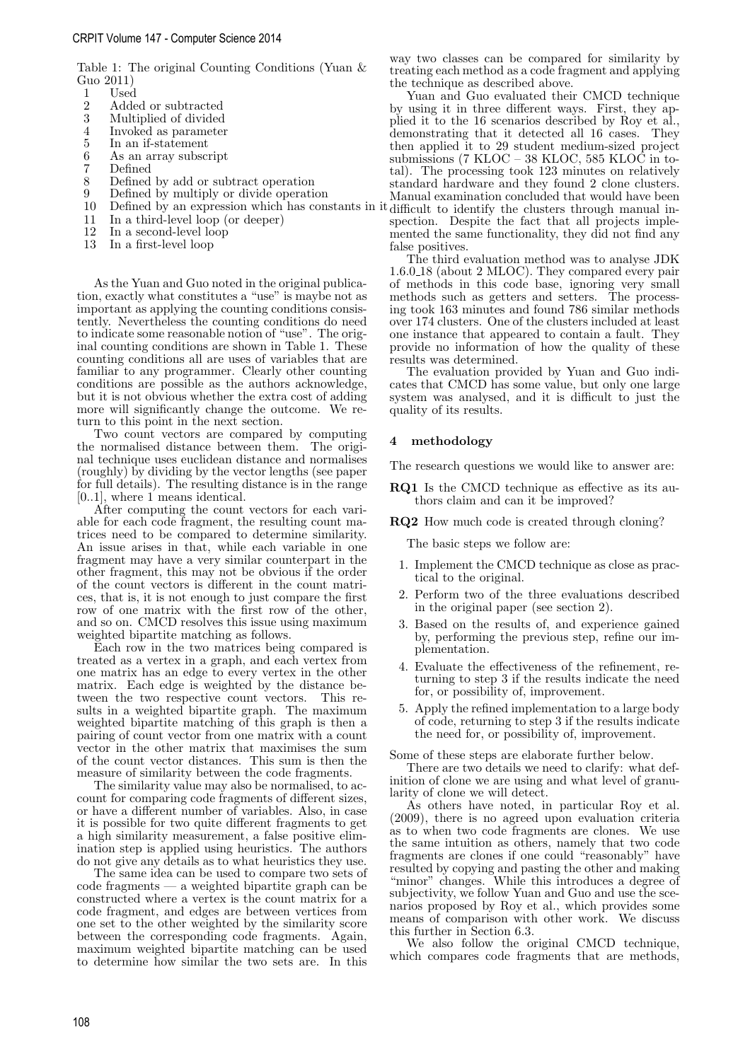Table 1: The original Counting Conditions (Yuan & Guo 2011)

| | |
|---|---|
| 1 | Used |
| 2 | Added or subtracted |
| 3 | Multiplied of divided |
| 4 | Invoked as parameter |
| 5 | In an if-statement |
| 6 | As an array subscript |
| 7 | Defined |
| 8 | Defined by add or subtract operation |
| 9 | Defined by multiply or divide operation |
| 10 | Defined by an expression which has constants in it |
| 11 | In a third-level loop (or deeper) |
| 12 | In a second-level loop |
| 13 | In a first-level loop |

As the Yuan and Guo noted in the original publication, exactly what constitutes a "use" is maybe not as important as applying the counting conditions consistently. Nevertheless the counting conditions do need to indicate some reasonable notion of "use". The original counting conditions are shown in Table 1. These counting conditions all are uses of variables that are familiar to any programmer. Clearly other counting conditions are possible as the authors acknowledge, but it is not obvious whether the extra cost of adding more will significantly change the outcome. We return to this point in the next section.

Two count vectors are compared by computing the normalised distance between them. The original technique uses euclidean distance and normalises (roughly) by dividing by the vector lengths (see paper for full details). The resulting distance is in the range [0..1], where 1 means identical.

After computing the count vectors for each variable for each code fragment, the resulting count matrices need to be compared to determine similarity. An issue arises in that, while each variable in one fragment may have a very similar counterpart in the other fragment, this may not be obvious if the order of the count vectors is different in the count matrices, that is, it is not enough to just compare the first row of one matrix with the first row of the other, and so on. CMCD resolves this issue using maximum weighted bipartite matching as follows.

Each row in the two matrices being compared is treated as a vertex in a graph, and each vertex from one matrix has an edge to every vertex in the other matrix. Each edge is weighted by the distance between the two respective count vectors. This results in a weighted bipartite graph. The maximum weighted bipartite matching of this graph is then a pairing of count vector from one matrix with a count vector in the other matrix that maximises the sum of the count vector distances. This sum is then the measure of similarity between the code fragments.

The similarity value may also be normalised, to account for comparing code fragments of different sizes, or have a different number of variables. Also, in case it is possible for two quite different fragments to get a high similarity measurement, a false positive elimination step is applied using heuristics. The authors do not give any details as to what heuristics they use.

The same idea can be used to compare two sets of code fragments — a weighted bipartite graph can be constructed where a vertex is the count matrix for a code fragment, and edges are between vertices from one set to the other weighted by the similarity score between the corresponding code fragments. Again, maximum weighted bipartite matching can be used to determine how similar the two sets are. In this way two classes can be compared for similarity by treating each method as a code fragment and applying the technique as described above.

Yuan and Guo evaluated their CMCD technique by using it in three different ways. First, they applied it to the 16 scenarios described by Roy et al., demonstrating that it detected all 16 cases. They then applied it to 29 student medium-sized project submissions (7 KLOC – 38 KLOC, 585 KLOC in total). The processing took 123 minutes on relatively standard hardware and they found 2 clone clusters. Manual examination concluded that would have been difficult to identify the clusters through manual inspection. Despite the fact that all projects implemented the same functionality, they did not find any false positives.

The third evaluation method was to analyse JDK 1.6.0_18 (about 2 MLOC). They compared every pair of methods in this code base, ignoring very small methods such as getters and setters. The processing took 163 minutes and found 786 similar methods over 174 clusters. One of the clusters included at least one instance that appeared to contain a fault. They provide no information of how the quality of these results was determined.

The evaluation provided by Yuan and Guo indicates that CMCD has some value, but only one large system was analysed, and it is difficult to just the quality of its results.

## 4 methodology

The research questions we would like to answer are:

**RQ1** Is the CMCD technique as effective as its authors claim and can it be improved?

**RQ2** How much code is created through cloning?

The basic steps we follow are:

1. Implement the CMCD technique as close as practical to the original.
2. Perform two of the three evaluations described in the original paper (see section 2).
3. Based on the results of, and experience gained by, performing the previous step, refine our implementation.
4. Evaluate the effectiveness of the refinement, returning to step 3 if the results indicate the need for, or possibility of, improvement.
5. Apply the refined implementation to a large body of code, returning to step 3 if the results indicate the need for, or possibility of, improvement.

Some of these steps are elaborate further below.

There are two details we need to clarify: what definition of clone we are using and what level of granularity of clone we will detect.

As others have noted, in particular Roy et al. (2009), there is no agreed upon evaluation criteria as to when two code fragments are clones. We use the same intuition as others, namely that two code fragments are clones if one could "reasonably" have resulted by copying and pasting the other and making "minor" changes. While this introduces a degree of subjectivity, we follow Yuan and Guo and use the scenarios proposed by Roy et al., which provides some means of comparison with other work. We discuss this further in Section 6.3.

We also follow the original CMCD technique, which compares code fragments that are methods,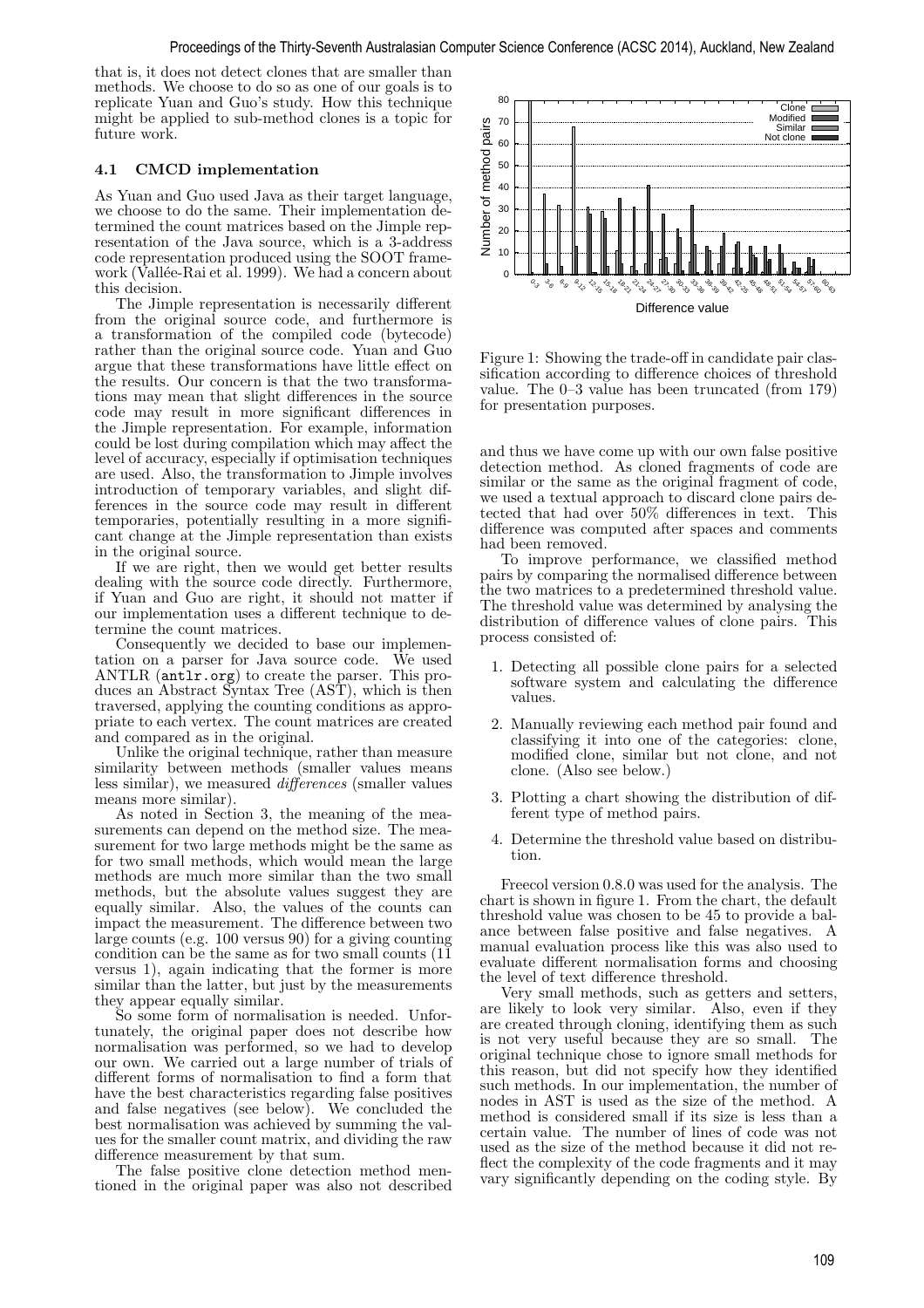that is, it does not detect clones that are smaller than methods. We choose to do so as one of our goals is to replicate Yuan and Guo's study. How this technique might be applied to sub-method clones is a topic for future work.

### 4.1 CMCD implementation

As Yuan and Guo used Java as their target language, we choose to do the same. Their implementation determined the count matrices based on the Jimple representation of the Java source, which is a 3-address code representation produced using the SOOT framework (Vallée-Rai et al. 1999). We had a concern about this decision.

The Jimple representation is necessarily different from the original source code, and furthermore is a transformation of the compiled code (bytecode) rather than the original source code. Yuan and Guo argue that these transformations have little effect on the results. Our concern is that the two transformations may mean that slight differences in the source code may result in more significant differences in the Jimple representation. For example, information could be lost during compilation which may affect the level of accuracy, especially if optimisation techniques are used. Also, the transformation to Jimple involves introduction of temporary variables, and slight differences in the source code may result in different temporaries, potentially resulting in a more significant change at the Jimple representation than exists in the original source.

If we are right, then we would get better results dealing with the source code directly. Furthermore, if Yuan and Guo are right, it should not matter if our implementation uses a different technique to determine the count matrices.

Consequently we decided to base our implementation on a parser for Java source code. We used ANTLR (antlr.org) to create the parser. This produces an Abstract Syntax Tree (AST), which is then traversed, applying the counting conditions as appropriate to each vertex. The count matrices are created and compared as in the original.

Unlike the original technique, rather than measure similarity between methods (smaller values means less similar), we measured *differences* (smaller values means more similar).

As noted in Section 3, the meaning of the measurements can depend on the method size. The measurement for two large methods might be the same as for two small methods, which would mean the large methods are much more similar than the two small methods, but the absolute values suggest they are equally similar. Also, the values of the counts can impact the measurement. The difference between two large counts (e.g. 100 versus 90) for a giving counting condition can be the same as for two small counts (11 versus 1), again indicating that the former is more similar than the latter, but just by the measurements they appear equally similar.

So some form of normalisation is needed. Unfortunately, the original paper does not describe how normalisation was performed, so we had to develop our own. We carried out a large number of trials of different forms of normalisation to find a form that have the best characteristics regarding false positives and false negatives (see below). We concluded the best normalisation was achieved by summing the values for the smaller count matrix, and dividing the raw difference measurement by that sum.

The false positive clone detection method mentioned in the original paper was also not described and thus we have come up with our own false positive detection method. As cloned fragments of code are similar or the same as the original fragment of code, we used a textual approach to discard clone pairs detected that had over 50% differences in text. This difference was computed after spaces and comments had been removed.

Figure 1: Showing the trade-off in candidate pair classification according to difference choices of threshold value. The 0–3 value has been truncated (from 179) for presentation purposes.

To improve performance, we classified method pairs by comparing the normalised difference between the two matrices to a predetermined threshold value. The threshold value was determined by analysing the distribution of difference values of clone pairs. This process consisted of:

1. Detecting all possible clone pairs for a selected software system and calculating the difference values.
2. Manually reviewing each method pair found and classifying it into one of the categories: clone, modified clone, similar but not clone, and not clone. (Also see below.)
3. Plotting a chart showing the distribution of different type of method pairs.
4. Determine the threshold value based on distribution.

Freecol version 0.8.0 was used for the analysis. The chart is shown in figure 1. From the chart, the default threshold value was chosen to be 45 to provide a balance between false positive and false negatives. A manual evaluation process like this was also used to evaluate different normalisation forms and choosing the level of text difference threshold.

Very small methods, such as getters and setters, are likely to look very similar. Also, even if they are created through cloning, identifying them as such is not very useful because they are so small. The original technique chose to ignore small methods for this reason, but did not specify how they identified such methods. In our implementation, the number of nodes in AST is used as the size of the method. A method is considered small if its size is less than a certain value. The number of lines of code was not used as the size of the method because it did not reflect the complexity of the code fragments and it may vary significantly depending on the coding style. By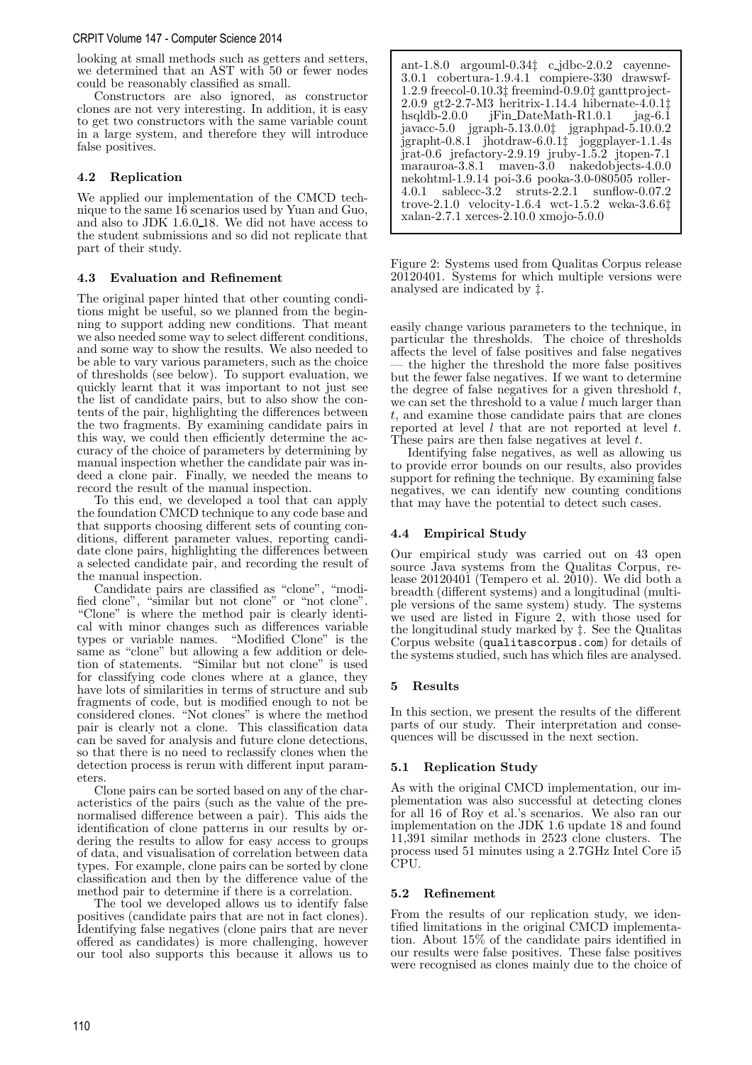looking at small methods such as getters and setters, we determined that an AST with 50 or fewer nodes could be reasonably classified as small.

Constructors are also ignored, as constructor clones are not very interesting. In addition, it is easy to get two constructors with the same variable count in a large system, and therefore they will introduce false positives.

### 4.2 Replication

We applied our implementation of the CMCD technique to the same 16 scenarios used by Yuan and Guo, and also to JDK 1.6.0_18. We did not have access to the student submissions and so did not replicate that part of their study.

### 4.3 Evaluation and Refinement

The original paper hinted that other counting conditions might be useful, so we planned from the beginning to support adding new conditions. That meant we also needed some way to select different conditions, and some way to show the results. We also needed to be able to vary various parameters, such as the choice of thresholds (see below). To support evaluation, we quickly learnt that it was important to not just see the list of candidate pairs, but to also show the contents of the pair, highlighting the differences between the two fragments. By examining candidate pairs in this way, we could then efficiently determine the accuracy of the choice of parameters by determining by manual inspection whether the candidate pair was indeed a clone pair. Finally, we needed the means to record the result of the manual inspection.

To this end, we developed a tool that can apply the foundation CMCD technique to any code base and that supports choosing different sets of counting conditions, different parameter values, reporting candidate clone pairs, highlighting the differences between a selected candidate pair, and recording the result of the manual inspection.

Candidate pairs are classified as "clone", "modified clone", "similar but not clone" or "not clone". "Clone" is where the method pair is clearly identical with minor changes such as differences variable types or variable names. "Modified Clone" is the same as "clone" but allowing a few addition or deletion of statements. "Similar but not clone" is used for classifying code clones where at a glance, they have lots of similarities in terms of structure and sub fragments of code, but is modified enough to not be considered clones. "Not clones" is where the method pair is clearly not a clone. This classification data can be saved for analysis and future clone detections, so that there is no need to reclassify clones when the detection process is rerun with different input parameters.

Clone pairs can be sorted based on any of the characteristics of the pairs (such as the value of the prenormalised difference between a pair). This aids the identification of clone patterns in our results by ordering the results to allow for easy access to groups of data, and visualisation of correlation between data types. For example, clone pairs can be sorted by clone classification and then by the difference value of the method pair to determine if there is a correlation.

The tool we developed allows us to identify false positives (candidate pairs that are not in fact clones). Identifying false negatives (clone pairs that are never offered as candidates) is more challenging, however our tool also supports this because it allows us to easily change various parameters to the technique, in particular the thresholds. The choice of thresholds affects the level of false positives and false negatives — the higher the threshold the more false positives but the fewer false negatives. If we want to determine the degree of false negatives for a given threshold $t$, we can set the threshold to a value $l$ much larger than $t$, and examine those candidate pairs that are clones reported at level $l$ that are not reported at level $t$. These pairs are then false negatives at level $t$.

Identifying false negatives, as well as allowing us to provide error bounds on our results, also provides support for refining the technique. By examining false negatives, we can identify new counting conditions that may have the potential to detect such cases.

ant-1.8.0 argouml-0.34‡ c_jdbc-2.0.2 cayenne-3.0.1 cobertura-1.9.4.1 compiere-330 drawswf-1.2.9 freecol-0.10.3‡ freemind-0.9.0‡ ganttproject-2.0.9 gt2-2.7-M3 heritrix-1.14.4 hibernate-4.0.1‡ hsqldb-2.0.0 jFin_DateMath-R1.0.1 jag-6.1 javacc-5.0 jgraph-5.13.0.0‡ jgraphpad-5.10.0.2 jgrapht-0.8.1 jhotdraw-6.0.1‡ joggplayer-1.1.4s jrat-0.6 jrefactory-2.9.19 jruby-1.5.2 jtopen-7.1 marauroa-3.8.1 maven-3.0 nakedobjects-4.0.0 nekohtml-1.9.14 poi-3.6 pooka-3.0-080505 roller-4.0.1 sablecc-3.2 struts-2.2.1 sunflow-0.07.2 trove-2.1.0 velocity-1.6.4 wct-1.5.2 weka-3.6.6‡ xalan-2.7.1 xerces-2.10.0 xmojo-5.0.0

Figure 2: Systems used from Qualitas Corpus release 20120401. Systems for which multiple versions were analysed are indicated by ‡.

### 4.4 Empirical Study

Our empirical study was carried out on 43 open source Java systems from the Qualitas Corpus, release 20120401 (Tempero et al. 2010). We did both a breadth (different systems) and a longitudinal (multiple versions of the same system) study. The systems we used are listed in Figure 2, with those used for the longitudinal study marked by ‡. See the Qualitas Corpus website (`qualitascorpus.com`) for details of the systems studied, such has which files are analysed.

## 5 Results

In this section, we present the results of the different parts of our study. Their interpretation and consequences will be discussed in the next section.

### 5.1 Replication Study

As with the original CMCD implementation, our implementation was also successful at detecting clones for all 16 of Roy et al.'s scenarios. We also ran our implementation on the JDK 1.6 update 18 and found 11,391 similar methods in 2523 clone clusters. The process used 51 minutes using a 2.7GHz Intel Core i5 CPU.

### 5.2 Refinement

From the results of our replication study, we identified limitations in the original CMCD implementation. About 15% of the candidate pairs identified in our results were false positives. These false positives were recognised as clones mainly due to the choice of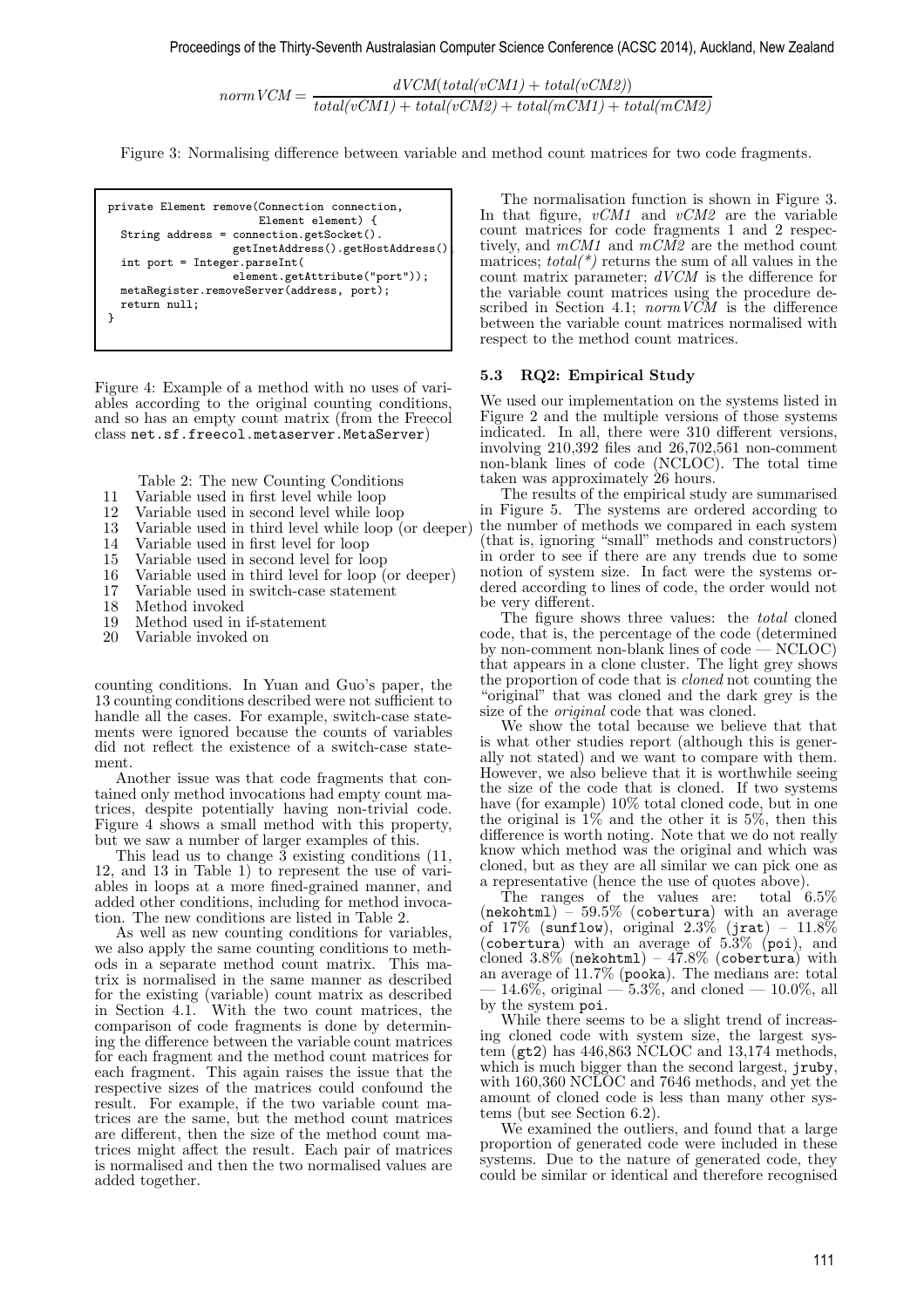$$normVCM = \frac{dVCM(total(vCM1) + total(vCM2))}{total(vCM1) + total(vCM2) + total(mCM1) + total(mCM2)}$$

Figure 3: Normalising difference between variable and method count matrices for two code fragments.

```
private Element remove(Connection connection,
                       Element element) {
  String address = connection.getSocket().
                  getInetAddress().getHostAddress();
  int port = Integer.parseInt(
                  element.getAttribute("port"));
  metaRegister.removeServer(address, port);
  return null;
}
```

Figure 4: Example of a method with no uses of variables according to the original counting conditions, and so has an empty count matrix (from the Freecol class `net.sf.freecol.metaserver.MetaServer`)

Table 2: The new Counting Conditions

| | |
|---|---|
| 11 | Variable used in first level while loop |
| 12 | Variable used in second level while loop |
| 13 | Variable used in third level while loop (or deeper) |
| 14 | Variable used in first level for loop |
| 15 | Variable used in second level for loop |
| 16 | Variable used in third level for loop (or deeper) |
| 17 | Variable used in switch-case statement |
| 18 | Method invoked |
| 19 | Method used in if-statement |
| 20 | Variable invoked on |

counting conditions. In Yuan and Guo's paper, the 13 counting conditions described were not sufficient to handle all the cases. For example, switch-case statements were ignored because the counts of variables did not reflect the existence of a switch-case statement.

Another issue was that code fragments that contained only method invocations had empty count matrices, despite potentially having non-trivial code. Figure 4 shows a small method with this property, but we saw a number of larger examples of this.

This lead us to change 3 existing conditions (11, 12, and 13 in Table 1) to represent the use of variables in loops at a more fined-grained manner, and added other conditions, including for method invocation. The new conditions are listed in Table 2.

As well as new counting conditions for variables, we also apply the same counting conditions to methods in a separate method count matrix. This matrix is normalised in the same manner as described for the existing (variable) count matrix as described in Section 4.1. With the two count matrices, the comparison of code fragments is done by determining the difference between the variable count matrices for each fragment and the method count matrices for each fragment. This again raises the issue that the respective sizes of the matrices could confound the result. For example, if the two variable count matrices are the same, but the method count matrices are different, then the size of the method count matrices might affect the result. Each pair of matrices is normalised and then the two normalised values are added together.

The normalisation function is shown in Figure 3. In that figure, *vCM1* and *vCM2* are the variable count matrices for code fragments 1 and 2 respectively, and *mCM1* and *mCM2* are the method count matrices; *total(\*)* returns the sum of all values in the count matrix parameter; *dVCM* is the difference for the variable count matrices using the procedure described in Section 4.1; *normVCM* is the difference between the variable count matrices normalised with respect to the method count matrices.

### 5.3 RQ2: Empirical Study

We used our implementation on the systems listed in Figure 2 and the multiple versions of those systems indicated. In all, there were 310 different versions, involving 210,392 files and 26,702,561 non-comment non-blank lines of code (NCLOC). The total time taken was approximately 26 hours.

The results of the empirical study are summarised in Figure 5. The systems are ordered according to the number of methods we compared in each system (that is, ignoring "small" methods and constructors) in order to see if there are any trends due to some notion of system size. In fact were the systems ordered according to lines of code, the order would not be very different.

The figure shows three values: the *total* cloned code, that is, the percentage of the code (determined by non-comment non-blank lines of code — NCLOC) that appears in a clone cluster. The light grey shows the proportion of code that is *cloned* not counting the "original" that was cloned and the dark grey is the size of the *original* code that was cloned.

We show the total because we believe that that is what other studies report (although this is generally not stated) and we want to compare with them. However, we also believe that it is worthwhile seeing the size of the code that is cloned. If two systems have (for example) 10% total cloned code, but in one the original is 1% and the other it is 5%, then this difference is worth noting. Note that we do not really know which method was the original and which was cloned, but as they are all similar we can pick one as a representative (hence the use of quotes above).

The ranges of the values are: total 6.5% (`nekohtml`) – 59.5% (`cobertura`) with an average of 17% (`sunflow`), original 2.3% (`jrat`) – 11.8% (`cobertura`) with an average of 5.3% (`poi`), and cloned 3.8% (`nekohtml`) – 47.8% (`cobertura`) with an average of 11.7% (`pooka`). The medians are: total — 14.6%, original — 5.3%, and cloned — 10.0%, all by the system `poi`.

While there seems to be a slight trend of increasing cloned code with system size, the largest system (`gt2`) has 446,863 NCLOC and 13,174 methods, which is much bigger than the second largest, `jruby`, with 160,360 NCLOC and 7646 methods, and yet the amount of cloned code is less than many other systems (but see Section 6.2).

We examined the outliers, and found that a large proportion of generated code were included in these systems. Due to the nature of generated code, they could be similar or identical and therefore recognised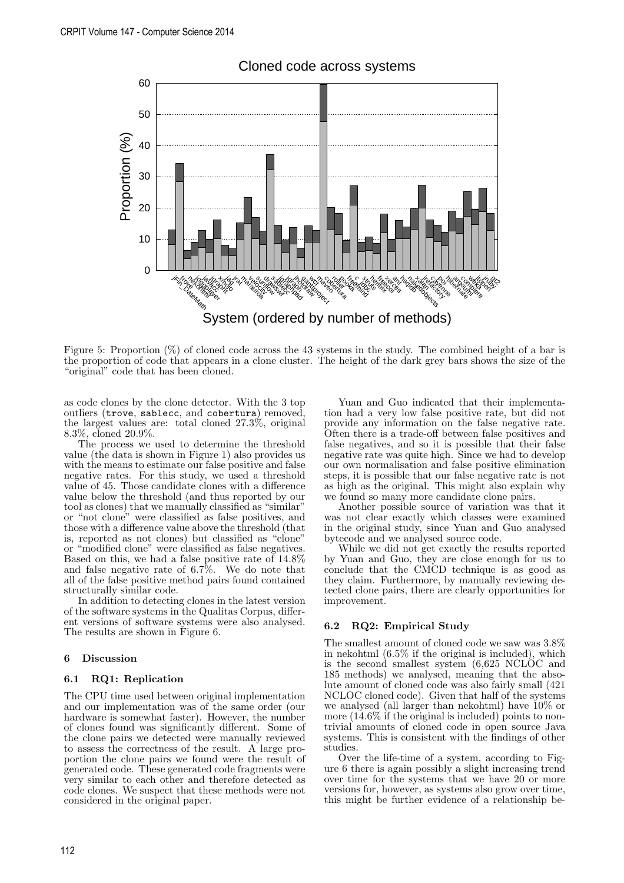Figure 5: Proportion (%) of cloned code across the 43 systems in the study. The combined height of a bar is the proportion of code that appears in a clone cluster. The height of the dark grey bars shows the size of the "original" code that has been cloned.

as code clones by the clone detector. With the 3 top outliers (trove, sablecc, and cobertura) removed, the largest values are: total cloned 27.3%, original 8.3%, cloned 20.9%.

The process we used to determine the threshold value (the data is shown in Figure 1) also provides us with the means to estimate our false positive and false negative rates. For this study, we used a threshold value of 45. Those candidate clones with a difference value below the threshold (and thus reported by our tool as clones) that we manually classified as "similar" or "not clone" were classified as false positives, and those with a difference value above the threshold (that is, reported as not clones) but classified as "clone" or "modified clone" were classified as false negatives. Based on this, we had a false positive rate of 14.8% and false negative rate of 6.7%. We do note that all of the false positive method pairs found contained structurally similar code.

In addition to detecting clones in the latest version of the software systems in the Qualitas Corpus, different versions of software systems were also analysed. The results are shown in Figure 6.

## 6 Discussion

### 6.1 RQ1: Replication

The CPU time used between original implementation and our implementation was of the same order (our hardware is somewhat faster). However, the number of clones found was significantly different. Some of the clone pairs we detected were manually reviewed to assess the correctness of the result. A large proportion the clone pairs we found were the result of generated code. These generated code fragments were very similar to each other and therefore detected as code clones. We suspect that these methods were not considered in the original paper.

Yuan and Guo indicated that their implementation had a very low false positive rate, but did not provide any information on the false negative rate. Often there is a trade-off between false positives and false negatives, and so it is possible that their false negative rate was quite high. Since we had to develop our own normalisation and false positive elimination steps, it is possible that our false negative rate is not as high as the original. This might also explain why we found so many more candidate clone pairs.

Another possible source of variation was that it was not clear exactly which classes were examined in the original study, since Yuan and Guo analysed bytecode and we analysed source code.

While we did not get exactly the results reported by Yuan and Guo, they are close enough for us to conclude that the CMCD technique is as good as they claim. Furthermore, by manually reviewing detected clone pairs, there are clearly opportunities for improvement.

### 6.2 RQ2: Empirical Study

The smallest amount of cloned code we saw was 3.8% in nekohtml (6.5% if the original is included), which is the second smallest system (6,625 NCLOC and 185 methods) we analysed, meaning that the absolute amount of cloned code was also fairly small (421 NCLOC cloned code). Given that half of the systems we analysed (all larger than nekohtml) have 10% or more (14.6% if the original is included) points to non-trivial amounts of cloned code in open source Java systems. This is consistent with the findings of other studies.

Over the life-time of a system, according to Figure 6 there is again possibly a slight increasing trend over time for the systems that we have 20 or more versions for, however, as systems also grow over time, this might be further evidence of a relationship be-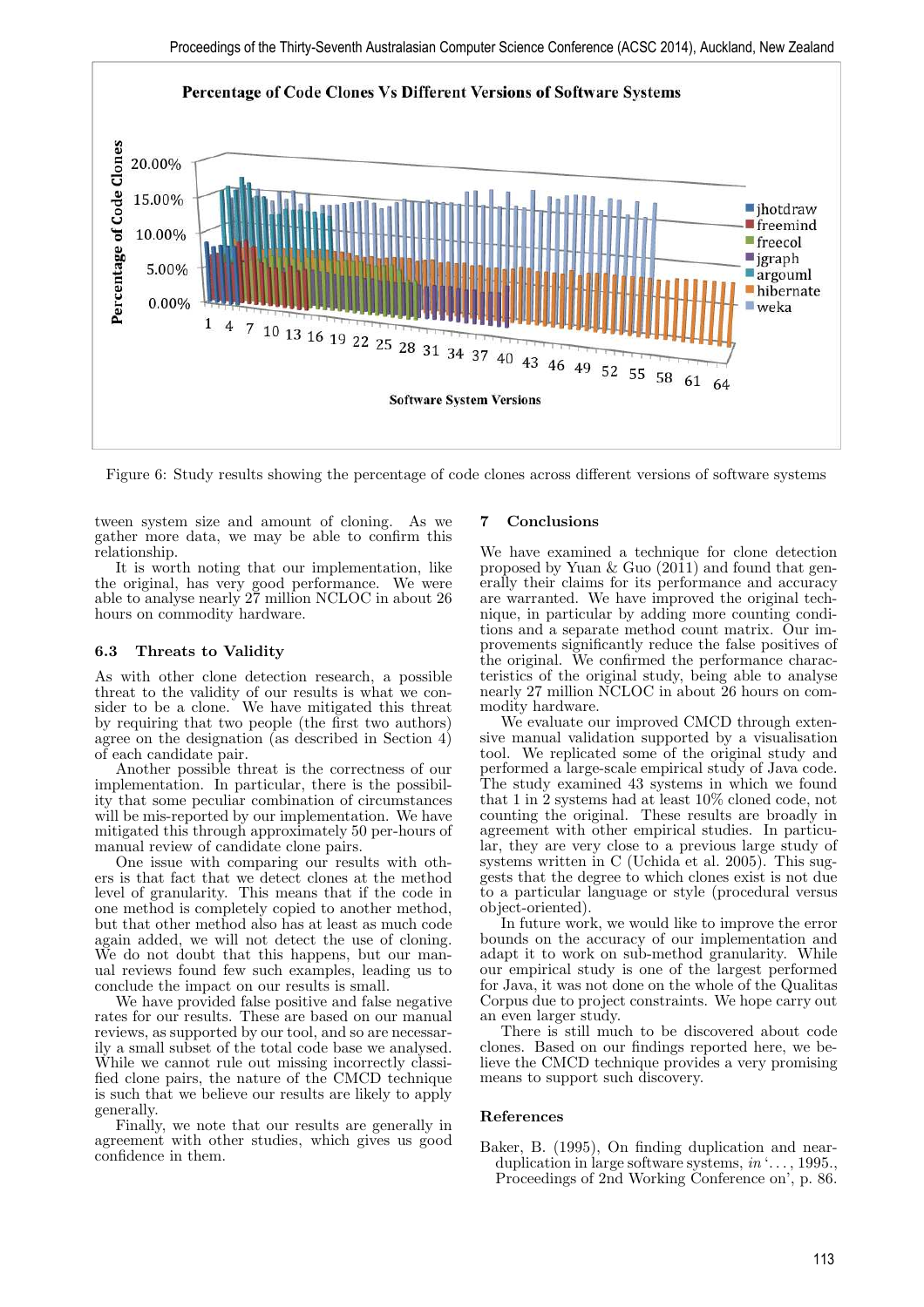Figure 6: Study results showing the percentage of code clones across different versions of software systems

tween system size and amount of cloning. As we gather more data, we may be able to confirm this relationship.

It is worth noting that our implementation, like the original, has very good performance. We were able to analyse nearly 27 million NCLOC in about 26 hours on commodity hardware.

### 6.3 Threats to Validity

As with other clone detection research, a possible threat to the validity of our results is what we consider to be a clone. We have mitigated this threat by requiring that two people (the first two authors) agree on the designation (as described in Section 4) of each candidate pair.

Another possible threat is the correctness of our implementation. In particular, there is the possibility that some peculiar combination of circumstances will be mis-reported by our implementation. We have mitigated this through approximately 50 per-hours of manual review of candidate clone pairs.

One issue with comparing our results with others is that fact that we detect clones at the method level of granularity. This means that if the code in one method is completely copied to another method, but that other method also has at least as much code again added, we will not detect the use of cloning. We do not doubt that this happens, but our manual reviews found few such examples, leading us to conclude the impact on our results is small.

We have provided false positive and false negative rates for our results. These are based on our manual reviews, as supported by our tool, and so are necessarily a small subset of the total code base we analysed. While we cannot rule out missing incorrectly classified clone pairs, the nature of the CMCD technique is such that we believe our results are likely to apply generally.

Finally, we note that our results are generally in agreement with other studies, which gives us good confidence in them.

## 7 Conclusions

We have examined a technique for clone detection proposed by Yuan & Guo (2011) and found that generally their claims for its performance and accuracy are warranted. We have improved the original technique, in particular by adding more counting conditions and a separate method count matrix. Our improvements significantly reduce the false positives of the original. We confirmed the performance characteristics of the original study, being able to analyse nearly 27 million NCLOC in about 26 hours on commodity hardware.

We evaluate our improved CMCD through extensive manual validation supported by a visualisation tool. We replicated some of the original study and performed a large-scale empirical study of Java code. The study examined 43 systems in which we found that 1 in 2 systems had at least 10% cloned code, not counting the original. These results are broadly in agreement with other empirical studies. In particular, they are very close to a previous large study of systems written in C (Uchida et al. 2005). This suggests that the degree to which clones exist is not due to a particular language or style (procedural versus object-oriented).

In future work, we would like to improve the error bounds on the accuracy of our implementation and adapt it to work on sub-method granularity. While our empirical study is one of the largest performed for Java, it was not done on the whole of the Qualitas Corpus due to project constraints. We hope carry out an even larger study.

There is still much to be discovered about code clones. Based on our findings reported here, we believe the CMCD technique provides a very promising means to support such discovery.

## References

Baker, B. (1995), On finding duplication and near-duplication in large software systems, *in* '. . . , 1995., Proceedings of 2nd Working Conference on', p. 86.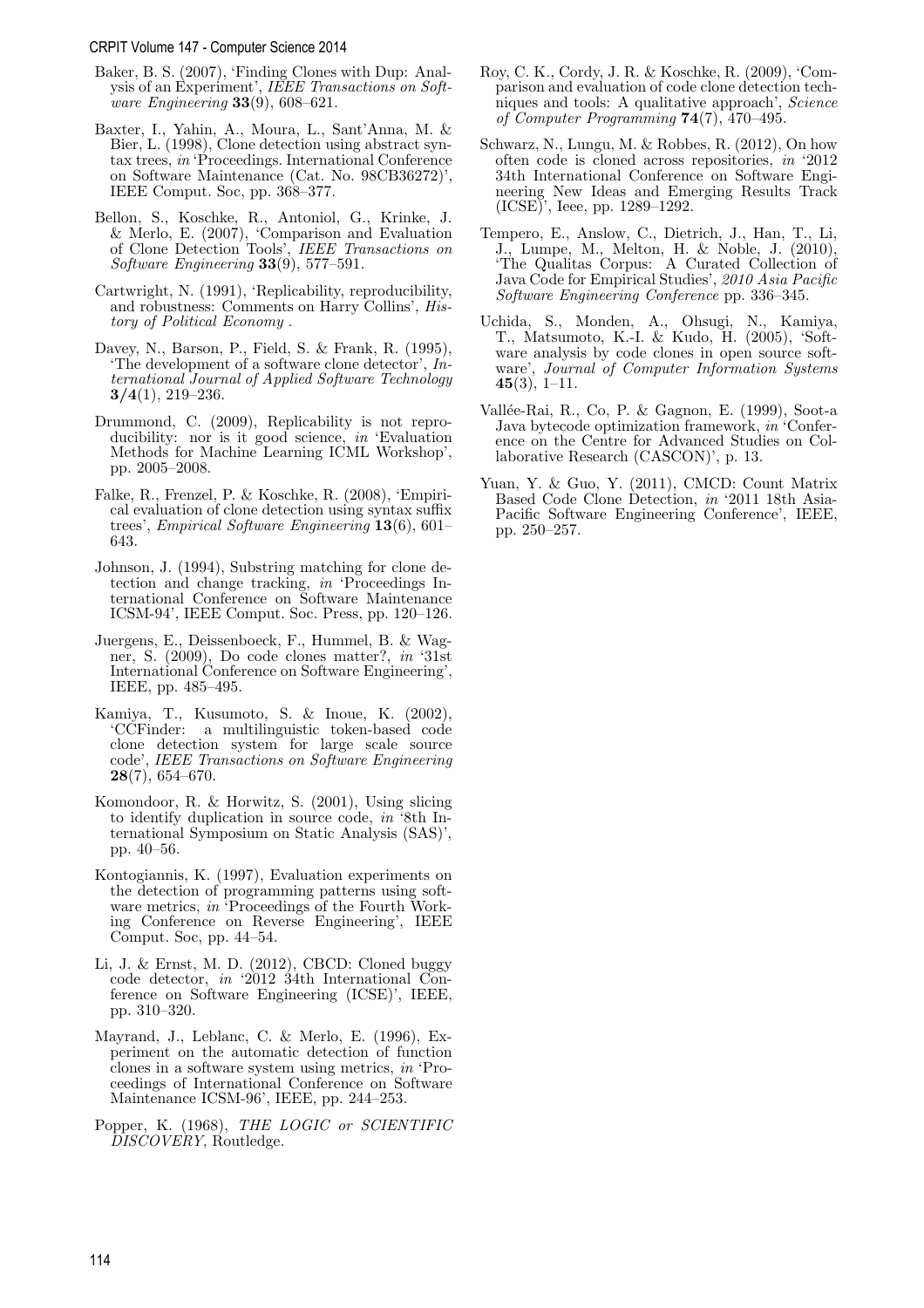Baker, B. S. (2007), 'Finding Clones with Dup: Analysis of an Experiment', *IEEE Transactions on Software Engineering* **33**(9), 608–621.

Baxter, I., Yahin, A., Moura, L., Sant'Anna, M. & Bier, L. (1998), Clone detection using abstract syntax trees, *in* 'Proceedings. International Conference on Software Maintenance (Cat. No. 98CB36272)', IEEE Comput. Soc, pp. 368–377.

Bellon, S., Koschke, R., Antoniol, G., Krinke, J. & Merlo, E. (2007), 'Comparison and Evaluation of Clone Detection Tools', *IEEE Transactions on Software Engineering* **33**(9), 577–591.

Cartwright, N. (1991), 'Replicability, reproducibility, and robustness: Comments on Harry Collins', *History of Political Economy* .

Davey, N., Barson, P., Field, S. & Frank, R. (1995), 'The development of a software clone detector', *International Journal of Applied Software Technology* **3/4**(1), 219–236.

Drummond, C. (2009), Replicability is not reproducibility: nor is it good science, *in* 'Evaluation Methods for Machine Learning ICML Workshop', pp. 2005–2008.

Falke, R., Frenzel, P. & Koschke, R. (2008), 'Empirical evaluation of clone detection using syntax suffix trees', *Empirical Software Engineering* **13**(6), 601–643.

Johnson, J. (1994), Substring matching for clone detection and change tracking, *in* 'Proceedings International Conference on Software Maintenance ICSM-94', IEEE Comput. Soc. Press, pp. 120–126.

Juergens, E., Deissenboeck, F., Hummel, B. & Wagner, S. (2009), Do code clones matter?, *in* '31st International Conference on Software Engineering', IEEE, pp. 485–495.

Kamiya, T., Kusumoto, S. & Inoue, K. (2002), 'CCFinder: a multilinguistic token-based code clone detection system for large scale source code', *IEEE Transactions on Software Engineering* **28**(7), 654–670.

Komondoor, R. & Horwitz, S. (2001), Using slicing to identify duplication in source code, *in* '8th International Symposium on Static Analysis (SAS)', pp. 40–56.

Kontogiannis, K. (1997), Evaluation experiments on the detection of programming patterns using software metrics, *in* 'Proceedings of the Fourth Working Conference on Reverse Engineering', IEEE Comput. Soc, pp. 44–54.

Li, J. & Ernst, M. D. (2012), CBCD: Cloned buggy code detector, *in* '2012 34th International Conference on Software Engineering (ICSE)', IEEE, pp. 310–320.

Mayrand, J., Leblanc, C. & Merlo, E. (1996), Experiment on the automatic detection of function clones in a software system using metrics, *in* 'Proceedings of International Conference on Software Maintenance ICSM-96', IEEE, pp. 244–253.

Popper, K. (1968), *THE LOGIC or SCIENTIFIC DISCOVERY*, Routledge.

Roy, C. K., Cordy, J. R. & Koschke, R. (2009), 'Comparison and evaluation of code clone detection techniques and tools: A qualitative approach', *Science of Computer Programming* **74**(7), 470–495.

Schwarz, N., Lungu, M. & Robbes, R. (2012), On how often code is cloned across repositories, *in* '2012 34th International Conference on Software Engineering New Ideas and Emerging Results Track (ICSE)', Ieee, pp. 1289–1292.

Tempero, E., Anslow, C., Dietrich, J., Han, T., Li, J., Lumpe, M., Melton, H. & Noble, J. (2010), 'The Qualitas Corpus: A Curated Collection of Java Code for Empirical Studies', *2010 Asia Pacific Software Engineering Conference* pp. 336–345.

Uchida, S., Monden, A., Ohsugi, N., Kamiya, T., Matsumoto, K.-I. & Kudo, H. (2005), 'Software analysis by code clones in open source software', *Journal of Computer Information Systems* **45**(3), 1–11.

Vallée-Rai, R., Co, P. & Gagnon, E. (1999), Soot-a Java bytecode optimization framework, *in* 'Conference on the Centre for Advanced Studies on Collaborative Research (CASCON)', p. 13.

Yuan, Y. & Guo, Y. (2011), CMCD: Count Matrix Based Code Clone Detection, *in* '2011 18th Asia-Pacific Software Engineering Conference', IEEE, pp. 250–257.